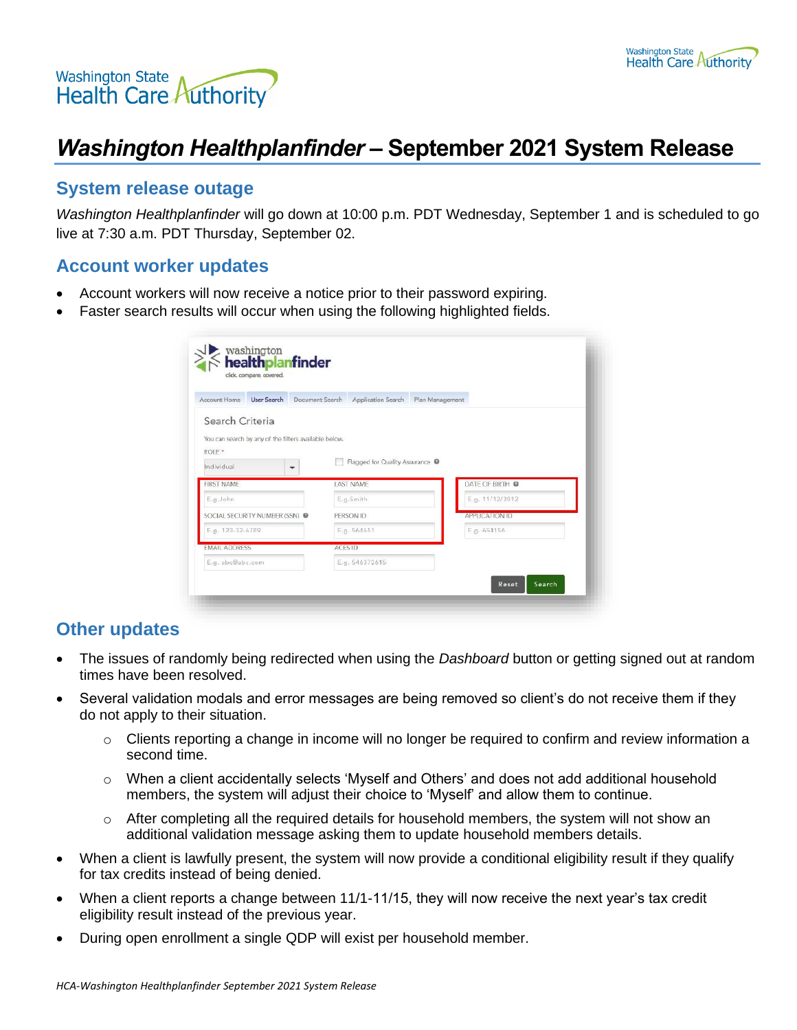# *Washington Healthplanfinder* – September 2021 System Release

## System release outage

*Washington Healthplanfinder* will go down at 10:00 p.m. PDT Wednesday, September 1 and is scheduled to go live at 7:30 a.m. PDT Thursday, September 02.

## Account worker updates

- Account workers will now receive a notice prior to their password expiring.
- Faster search results will occur when using the following highlighted fields.

## Other updates

- The issues of randomly being redirected when using the *Dashboard* button or getting signed out at random times have been resolved.
- Several validation modals and error messages are being removed so client's do not receive them if they do not apply to their situation.
  - Clients reporting a change in income will no longer be required to confirm and review information a second time.
  - When a client accidentally selects 'Myself and Others' and does not add additional household members, the system will adjust their choice to 'Myself' and allow them to continue.
  - After completing all the required details for household members, the system will not show an additional validation message asking them to update household members details.
- When a client is lawfully present, the system will now provide a conditional eligibility result if they qualify for tax credits instead of being denied.
- When a client reports a change between 11/1-11/15, they will now receive the next year's tax credit eligibility result instead of the previous year.
- During open enrollment a single QDP will exist per household member.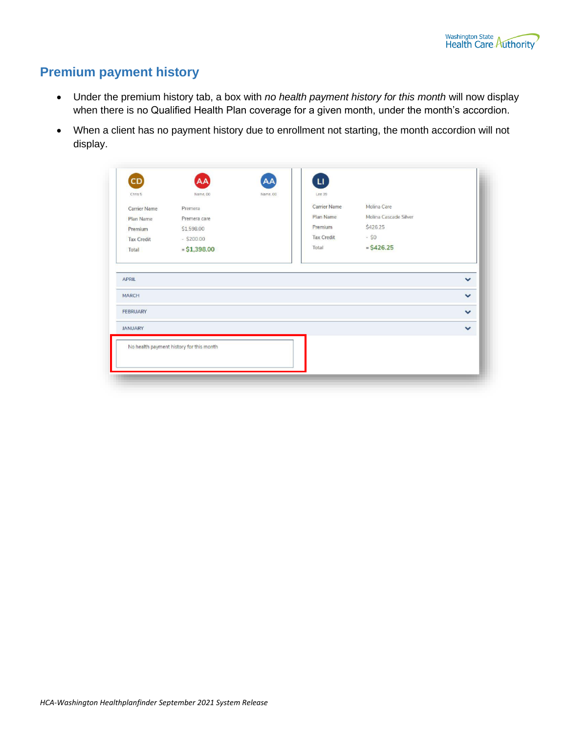## Premium payment history

- Under the premium history tab, a box with *no health payment history for this month* will now display when there is no Qualified Health Plan coverage for a given month, under the month's accordion.
- When a client has no payment history due to enrollment not starting, the month accordion will not display.